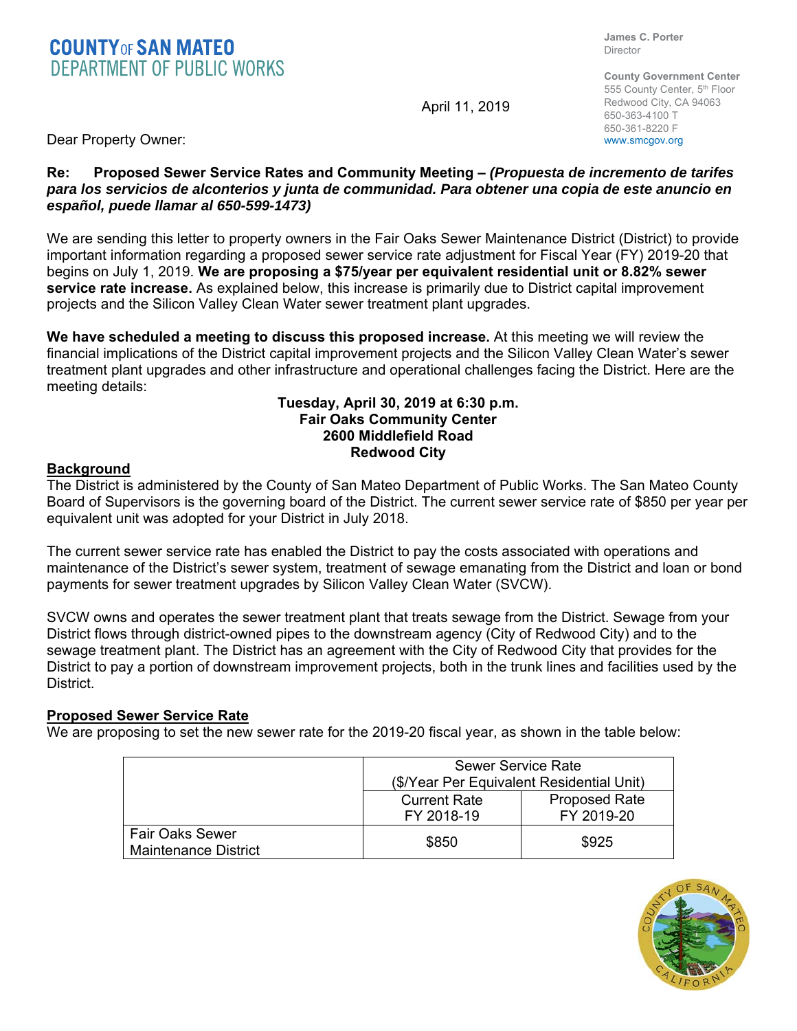**COUNTY OF SAN MATEO**
**DEPARTMENT OF PUBLIC WORKS**

**James C. Porter**
Director

**County Government Center**
555 County Center, 5th Floor
Redwood City, CA 94063
650-363-4100 T
650-361-8220 F
www.smcgov.org

April 11, 2019

Dear Property Owner:

**Re: Proposed Sewer Service Rates and Community Meeting –** ***(Propuesta de incremento de tarifes para los servicios de alconterios y junta de communidad. Para obtener una copia de este anuncio en español, puede llamar al 650-599-1473)***

We are sending this letter to property owners in the Fair Oaks Sewer Maintenance District (District) to provide important information regarding a proposed sewer service rate adjustment for Fiscal Year (FY) 2019-20 that begins on July 1, 2019. **We are proposing a $75/year per equivalent residential unit or 8.82% sewer service rate increase.** As explained below, this increase is primarily due to District capital improvement projects and the Silicon Valley Clean Water sewer treatment plant upgrades.

**We have scheduled a meeting to discuss this proposed increase.** At this meeting we will review the financial implications of the District capital improvement projects and the Silicon Valley Clean Water's sewer treatment plant upgrades and other infrastructure and operational challenges facing the District. Here are the meeting details:

**Tuesday, April 30, 2019 at 6:30 p.m.**
**Fair Oaks Community Center**
**2600 Middlefield Road**
**Redwood City**

## Background

The District is administered by the County of San Mateo Department of Public Works. The San Mateo County Board of Supervisors is the governing board of the District. The current sewer service rate of $850 per year per equivalent unit was adopted for your District in July 2018.

The current sewer service rate has enabled the District to pay the costs associated with operations and maintenance of the District's sewer system, treatment of sewage emanating from the District and loan or bond payments for sewer treatment upgrades by Silicon Valley Clean Water (SVCW).

SVCW owns and operates the sewer treatment plant that treats sewage from the District. Sewage from your District flows through district-owned pipes to the downstream agency (City of Redwood City) and to the sewage treatment plant. The District has an agreement with the City of Redwood City that provides for the District to pay a portion of downstream improvement projects, both in the trunk lines and facilities used by the District.

## Proposed Sewer Service Rate

We are proposing to set the new sewer rate for the 2019-20 fiscal year, as shown in the table below:

| | Sewer Service Rate ($/Year Per Equivalent Residential Unit) | |
|---|---|---|
| | Current Rate FY 2018-19 | Proposed Rate FY 2019-20 |
| Fair Oaks Sewer Maintenance District | $850 | $925 |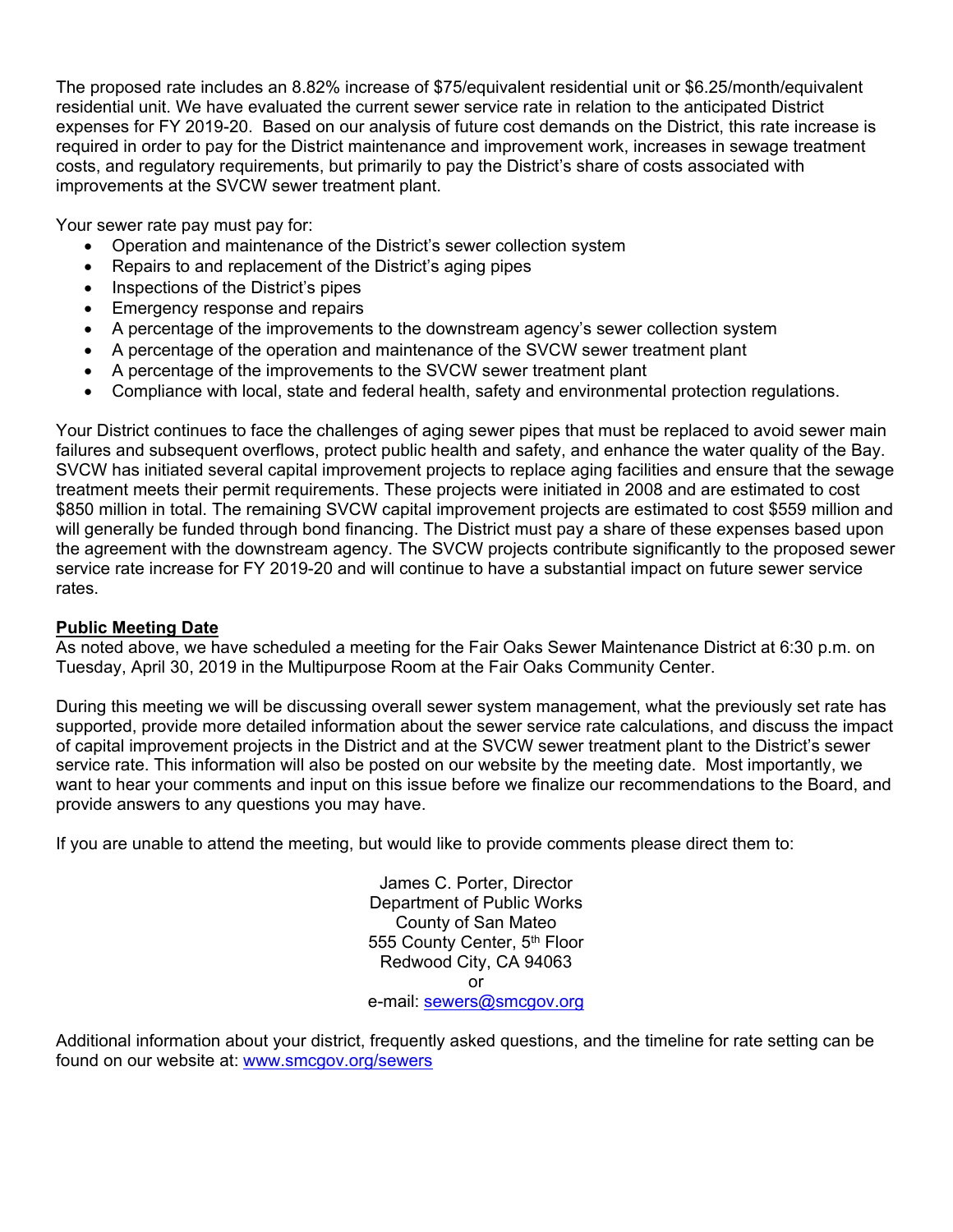The proposed rate includes an 8.82% increase of $75/equivalent residential unit or $6.25/month/equivalent residential unit. We have evaluated the current sewer service rate in relation to the anticipated District expenses for FY 2019-20. Based on our analysis of future cost demands on the District, this rate increase is required in order to pay for the District maintenance and improvement work, increases in sewage treatment costs, and regulatory requirements, but primarily to pay the District's share of costs associated with improvements at the SVCW sewer treatment plant.

Your sewer rate pay must pay for:

- Operation and maintenance of the District's sewer collection system
- Repairs to and replacement of the District's aging pipes
- Inspections of the District's pipes
- Emergency response and repairs
- A percentage of the improvements to the downstream agency's sewer collection system
- A percentage of the operation and maintenance of the SVCW sewer treatment plant
- A percentage of the improvements to the SVCW sewer treatment plant
- Compliance with local, state and federal health, safety and environmental protection regulations.

Your District continues to face the challenges of aging sewer pipes that must be replaced to avoid sewer main failures and subsequent overflows, protect public health and safety, and enhance the water quality of the Bay. SVCW has initiated several capital improvement projects to replace aging facilities and ensure that the sewage treatment meets their permit requirements. These projects were initiated in 2008 and are estimated to cost $850 million in total. The remaining SVCW capital improvement projects are estimated to cost $559 million and will generally be funded through bond financing. The District must pay a share of these expenses based upon the agreement with the downstream agency. The SVCW projects contribute significantly to the proposed sewer service rate increase for FY 2019-20 and will continue to have a substantial impact on future sewer service rates.

**Public Meeting Date**

As noted above, we have scheduled a meeting for the Fair Oaks Sewer Maintenance District at 6:30 p.m. on Tuesday, April 30, 2019 in the Multipurpose Room at the Fair Oaks Community Center.

During this meeting we will be discussing overall sewer system management, what the previously set rate has supported, provide more detailed information about the sewer service rate calculations, and discuss the impact of capital improvement projects in the District and at the SVCW sewer treatment plant to the District's sewer service rate. This information will also be posted on our website by the meeting date. Most importantly, we want to hear your comments and input on this issue before we finalize our recommendations to the Board, and provide answers to any questions you may have.

If you are unable to attend the meeting, but would like to provide comments please direct them to:

James C. Porter, Director
Department of Public Works
County of San Mateo
555 County Center, 5th Floor
Redwood City, CA 94063
or
e-mail: sewers@smcgov.org

Additional information about your district, frequently asked questions, and the timeline for rate setting can be found on our website at: www.smcgov.org/sewers